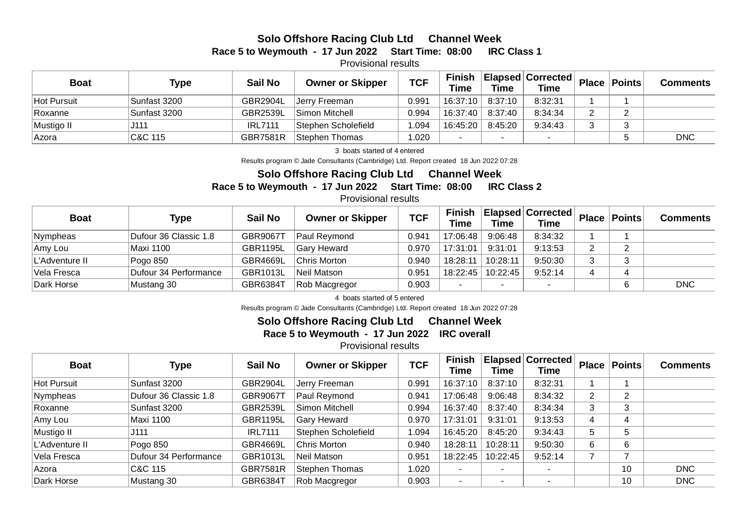## Solo Offshore Racing Club Ltd Channel Week

**Race 5 to Weymouth - 17 Jun 2022 Start Time: 08:00 IRC Class 1**

Provisional results

| Boat | Type | Sail No | Owner or Skipper | TCF | Finish Time | Elapsed Time | Corrected Time | Place | Points | Comments |
|---|---|---|---|---|---|---|---|---|---|---|
| Hot Pursuit | Sunfast 3200 | GBR2904L | Jerry Freeman | 0.991 | 16:37:10 | 8:37:10 | 8:32:31 | 1 | 1 | |
| Roxanne | Sunfast 3200 | GBR2539L | Simon Mitchell | 0.994 | 16:37:40 | 8:37:40 | 8:34:34 | 2 | 2 | |
| Mustigo II | J111 | IRL7111 | Stephen Scholefield | 1.094 | 16:45:20 | 8:45:20 | 9:34:43 | 3 | 3 | |
| Azora | C&C 115 | GBR7581R | Stephen Thomas | 1.020 | - | - | - | | 5 | DNC |

3 boats started of 4 entered

Results program © Jade Consultants (Cambridge) Ltd. Report created 18 Jun 2022 07:28

## Solo Offshore Racing Club Ltd Channel Week

**Race 5 to Weymouth - 17 Jun 2022 Start Time: 08:00 IRC Class 2**

Provisional results

| Boat | Type | Sail No | Owner or Skipper | TCF | Finish Time | Elapsed Time | Corrected Time | Place | Points | Comments |
|---|---|---|---|---|---|---|---|---|---|---|
| Nympheas | Dufour 36 Classic 1.8 | GBR9067T | Paul Reymond | 0.941 | 17:06:48 | 9:06:48 | 8:34:32 | 1 | 1 | |
| Amy Lou | Maxi 1100 | GBR1195L | Gary Heward | 0.970 | 17:31:01 | 9:31:01 | 9:13:53 | 2 | 2 | |
| L'Adventure II | Pogo 850 | GBR4669L | Chris Morton | 0.940 | 18:28:11 | 10:28:11 | 9:50:30 | 3 | 3 | |
| Vela Fresca | Dufour 34 Performance | GBR1013L | Neil Matson | 0.951 | 18:22:45 | 10:22:45 | 9:52:14 | 4 | 4 | |
| Dark Horse | Mustang 30 | GBR6384T | Rob Macgregor | 0.903 | - | - | - | | 6 | DNC |

4 boats started of 5 entered

Results program © Jade Consultants (Cambridge) Ltd. Report created 18 Jun 2022 07:28

## Solo Offshore Racing Club Ltd Channel Week

**Race 5 to Weymouth - 17 Jun 2022 IRC overall**

Provisional results

| Boat | Type | Sail No | Owner or Skipper | TCF | Finish Time | Elapsed Time | Corrected Time | Place | Points | Comments |
|---|---|---|---|---|---|---|---|---|---|---|
| Hot Pursuit | Sunfast 3200 | GBR2904L | Jerry Freeman | 0.991 | 16:37:10 | 8:37:10 | 8:32:31 | 1 | 1 | |
| Nympheas | Dufour 36 Classic 1.8 | GBR9067T | Paul Reymond | 0.941 | 17:06:48 | 9:06:48 | 8:34:32 | 2 | 2 | |
| Roxanne | Sunfast 3200 | GBR2539L | Simon Mitchell | 0.994 | 16:37:40 | 8:37:40 | 8:34:34 | 3 | 3 | |
| Amy Lou | Maxi 1100 | GBR1195L | Gary Heward | 0.970 | 17:31:01 | 9:31:01 | 9:13:53 | 4 | 4 | |
| Mustigo II | J111 | IRL7111 | Stephen Scholefield | 1.094 | 16:45:20 | 8:45:20 | 9:34:43 | 5 | 5 | |
| L'Adventure II | Pogo 850 | GBR4669L | Chris Morton | 0.940 | 18:28:11 | 10:28:11 | 9:50:30 | 6 | 6 | |
| Vela Fresca | Dufour 34 Performance | GBR1013L | Neil Matson | 0.951 | 18:22:45 | 10:22:45 | 9:52:14 | 7 | 7 | |
| Azora | C&C 115 | GBR7581R | Stephen Thomas | 1.020 | - | - | - | | 10 | DNC |
| Dark Horse | Mustang 30 | GBR6384T | Rob Macgregor | 0.903 | - | - | - | | 10 | DNC |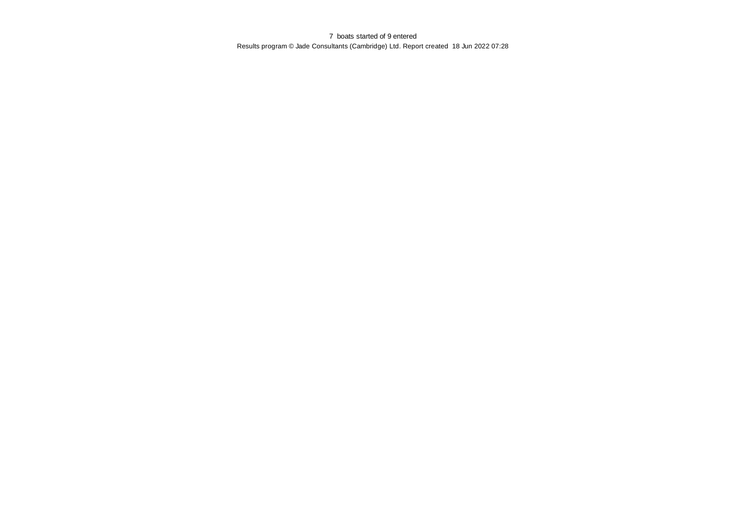7 boats started of 9 entered

Results program © Jade Consultants (Cambridge) Ltd. Report created 18 Jun 2022 07:28